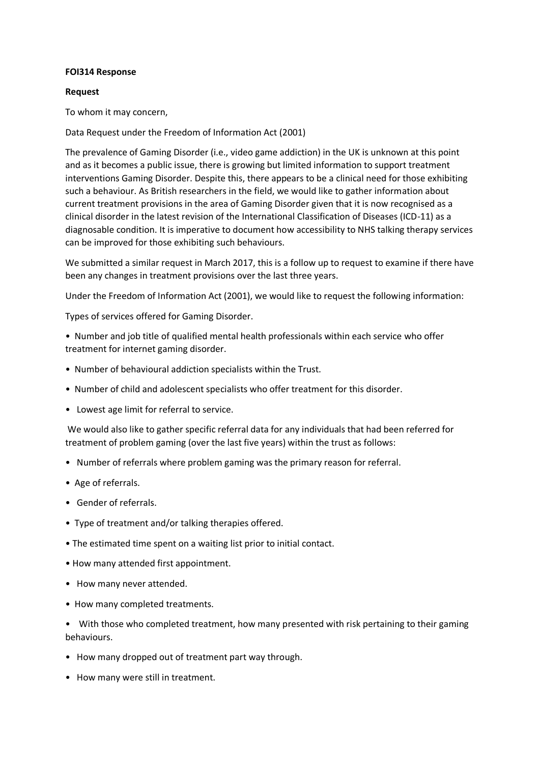**FOI314 Response**

**Request**

To whom it may concern,

Data Request under the Freedom of Information Act (2001)

The prevalence of Gaming Disorder (i.e., video game addiction) in the UK is unknown at this point and as it becomes a public issue, there is growing but limited information to support treatment interventions Gaming Disorder. Despite this, there appears to be a clinical need for those exhibiting such a behaviour. As British researchers in the field, we would like to gather information about current treatment provisions in the area of Gaming Disorder given that it is now recognised as a clinical disorder in the latest revision of the International Classification of Diseases (ICD-11) as a diagnosable condition. It is imperative to document how accessibility to NHS talking therapy services can be improved for those exhibiting such behaviours.

We submitted a similar request in March 2017, this is a follow up to request to examine if there have been any changes in treatment provisions over the last three years.

Under the Freedom of Information Act (2001), we would like to request the following information:

Types of services offered for Gaming Disorder.

- Number and job title of qualified mental health professionals within each service who offer treatment for internet gaming disorder.
- Number of behavioural addiction specialists within the Trust.
- Number of child and adolescent specialists who offer treatment for this disorder.
- Lowest age limit for referral to service.

We would also like to gather specific referral data for any individuals that had been referred for treatment of problem gaming (over the last five years) within the trust as follows:

- Number of referrals where problem gaming was the primary reason for referral.
- Age of referrals.
- Gender of referrals.
- Type of treatment and/or talking therapies offered.
- The estimated time spent on a waiting list prior to initial contact.
- How many attended first appointment.
- How many never attended.
- How many completed treatments.
- With those who completed treatment, how many presented with risk pertaining to their gaming behaviours.
- How many dropped out of treatment part way through.
- How many were still in treatment.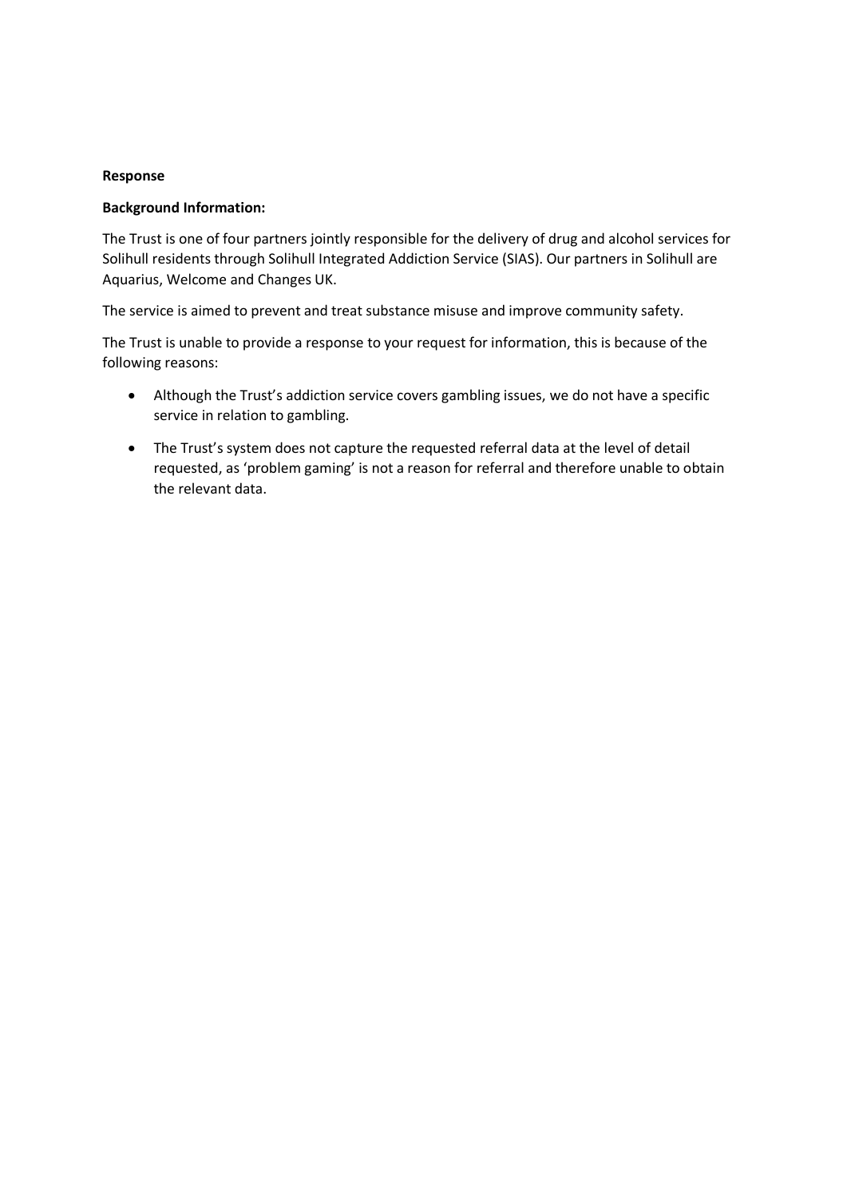**Response**

**Background Information:**

The Trust is one of four partners jointly responsible for the delivery of drug and alcohol services for Solihull residents through Solihull Integrated Addiction Service (SIAS). Our partners in Solihull are Aquarius, Welcome and Changes UK.

The service is aimed to prevent and treat substance misuse and improve community safety.

The Trust is unable to provide a response to your request for information, this is because of the following reasons:

- Although the Trust's addiction service covers gambling issues, we do not have a specific service in relation to gambling.
- The Trust's system does not capture the requested referral data at the level of detail requested, as 'problem gaming' is not a reason for referral and therefore unable to obtain the relevant data.